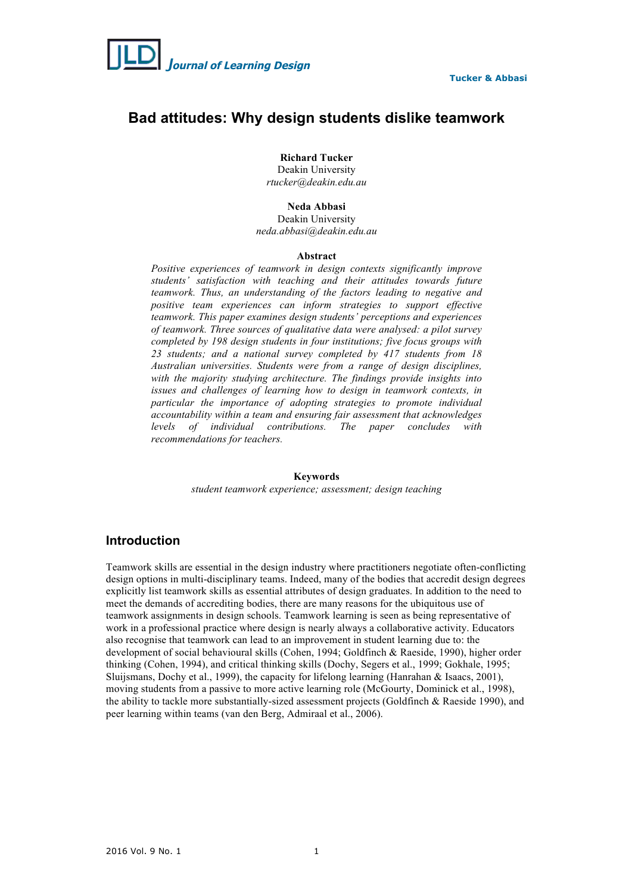# Bad attitudes: Why design students dislike teamwork

**Richard Tucker**
Deakin University
*rtucker@deakin.edu.au*

**Neda Abbasi**
Deakin University
*neda.abbasi@deakin.edu.au*

### Abstract

*Positive experiences of teamwork in design contexts significantly improve students' satisfaction with teaching and their attitudes towards future teamwork. Thus, an understanding of the factors leading to negative and positive team experiences can inform strategies to support effective teamwork. This paper examines design students' perceptions and experiences of teamwork. Three sources of qualitative data were analysed: a pilot survey completed by 198 design students in four institutions; five focus groups with 23 students; and a national survey completed by 417 students from 18 Australian universities. Students were from a range of design disciplines, with the majority studying architecture. The findings provide insights into issues and challenges of learning how to design in teamwork contexts, in particular the importance of adopting strategies to promote individual accountability within a team and ensuring fair assessment that acknowledges levels of individual contributions. The paper concludes with recommendations for teachers.*

### Keywords

*student teamwork experience; assessment; design teaching*

## Introduction

Teamwork skills are essential in the design industry where practitioners negotiate often-conflicting design options in multi-disciplinary teams. Indeed, many of the bodies that accredit design degrees explicitly list teamwork skills as essential attributes of design graduates. In addition to the need to meet the demands of accrediting bodies, there are many reasons for the ubiquitous use of teamwork assignments in design schools. Teamwork learning is seen as being representative of work in a professional practice where design is nearly always a collaborative activity. Educators also recognise that teamwork can lead to an improvement in student learning due to: the development of social behavioural skills (Cohen, 1994; Goldfinch & Raeside, 1990), higher order thinking (Cohen, 1994), and critical thinking skills (Dochy, Segers et al., 1999; Gokhale, 1995; Sluijsmans, Dochy et al., 1999), the capacity for lifelong learning (Hanrahan & Isaacs, 2001), moving students from a passive to more active learning role (McGourty, Dominick et al., 1998), the ability to tackle more substantially-sized assessment projects (Goldfinch & Raeside 1990), and peer learning within teams (van den Berg, Admiraal et al., 2006).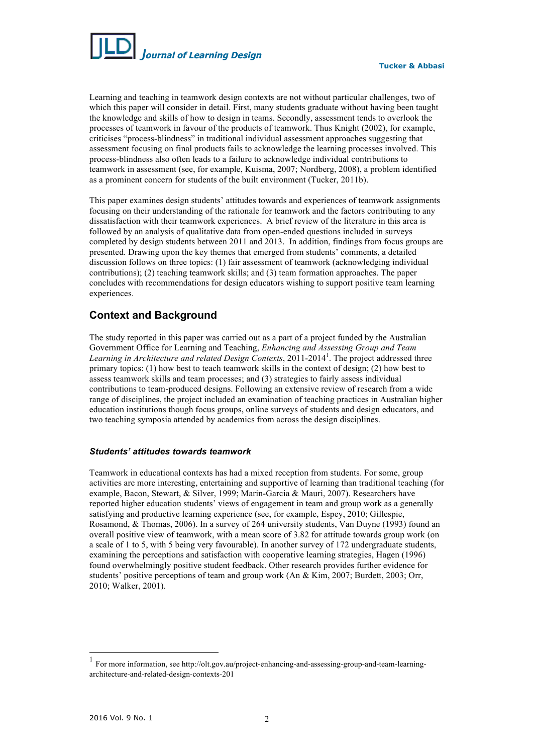Learning and teaching in teamwork design contexts are not without particular challenges, two of which this paper will consider in detail. First, many students graduate without having been taught the knowledge and skills of how to design in teams. Secondly, assessment tends to overlook the processes of teamwork in favour of the products of teamwork. Thus Knight (2002), for example, criticises "process-blindness" in traditional individual assessment approaches suggesting that assessment focusing on final products fails to acknowledge the learning processes involved. This process-blindness also often leads to a failure to acknowledge individual contributions to teamwork in assessment (see, for example, Kuisma, 2007; Nordberg, 2008), a problem identified as a prominent concern for students of the built environment (Tucker, 2011b).

This paper examines design students' attitudes towards and experiences of teamwork assignments focusing on their understanding of the rationale for teamwork and the factors contributing to any dissatisfaction with their teamwork experiences. A brief review of the literature in this area is followed by an analysis of qualitative data from open-ended questions included in surveys completed by design students between 2011 and 2013. In addition, findings from focus groups are presented. Drawing upon the key themes that emerged from students' comments, a detailed discussion follows on three topics: (1) fair assessment of teamwork (acknowledging individual contributions); (2) teaching teamwork skills; and (3) team formation approaches. The paper concludes with recommendations for design educators wishing to support positive team learning experiences.

## Context and Background

The study reported in this paper was carried out as a part of a project funded by the Australian Government Office for Learning and Teaching, *Enhancing and Assessing Group and Team Learning in Architecture and related Design Contexts*, 2011-2014[1]. The project addressed three primary topics: (1) how best to teach teamwork skills in the context of design; (2) how best to assess teamwork skills and team processes; and (3) strategies to fairly assess individual contributions to team-produced designs. Following an extensive review of research from a wide range of disciplines, the project included an examination of teaching practices in Australian higher education institutions though focus groups, online surveys of students and design educators, and two teaching symposia attended by academics from across the design disciplines.

### *Students' attitudes towards teamwork*

Teamwork in educational contexts has had a mixed reception from students. For some, group activities are more interesting, entertaining and supportive of learning than traditional teaching (for example, Bacon, Stewart, & Silver, 1999; Marin-Garcia & Mauri, 2007). Researchers have reported higher education students' views of engagement in team and group work as a generally satisfying and productive learning experience (see, for example, Espey, 2010; Gillespie, Rosamond, & Thomas, 2006). In a survey of 264 university students, Van Duyne (1993) found an overall positive view of teamwork, with a mean score of 3.82 for attitude towards group work (on a scale of 1 to 5, with 5 being very favourable). In another survey of 172 undergraduate students, examining the perceptions and satisfaction with cooperative learning strategies, Hagen (1996) found overwhelmingly positive student feedback. Other research provides further evidence for students' positive perceptions of team and group work (An & Kim, 2007; Burdett, 2003; Orr, 2010; Walker, 2001).

[1] For more information, see http://olt.gov.au/project-enhancing-and-assessing-group-and-team-learning-architecture-and-related-design-contexts-201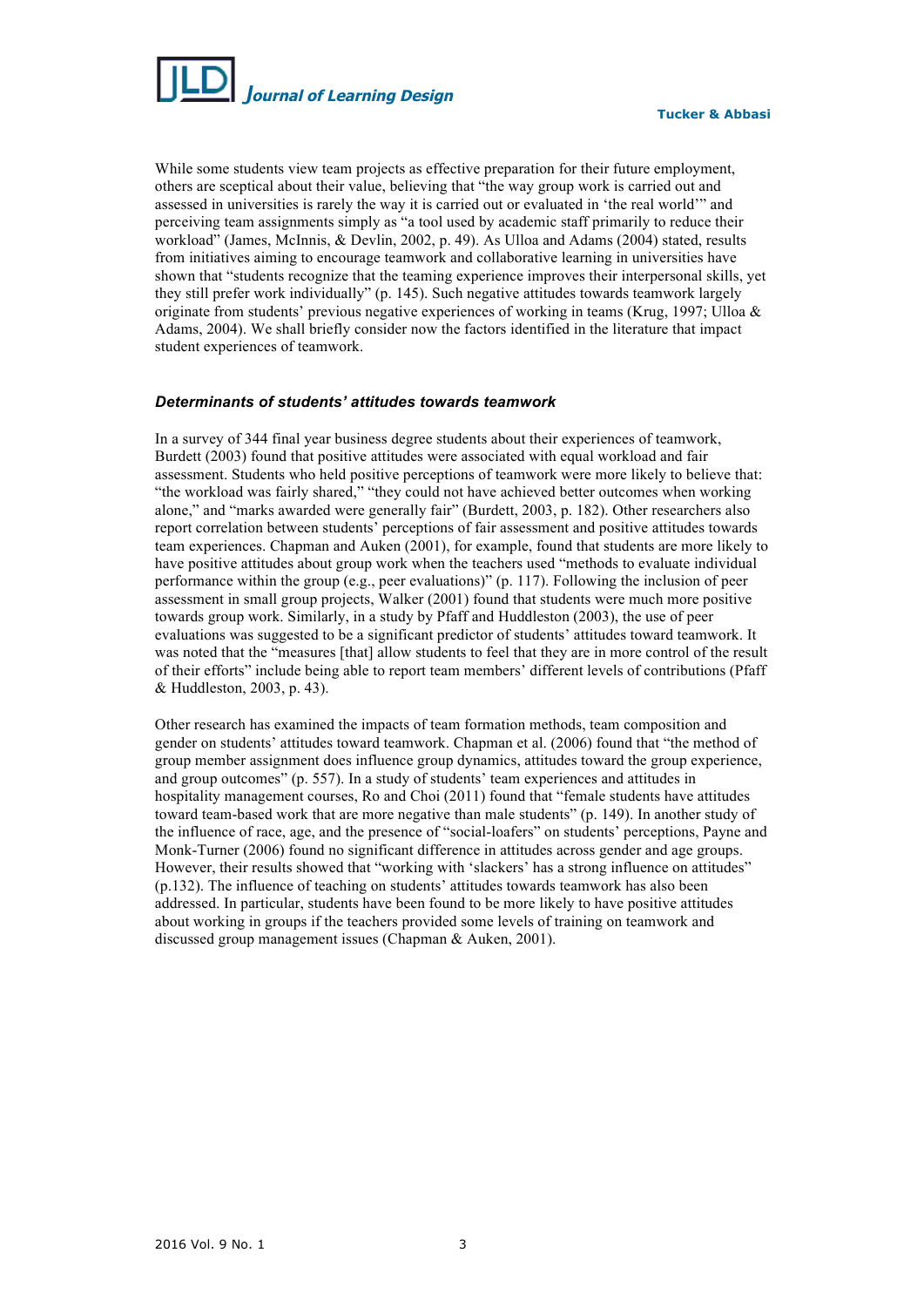While some students view team projects as effective preparation for their future employment, others are sceptical about their value, believing that "the way group work is carried out and assessed in universities is rarely the way it is carried out or evaluated in 'the real world'" and perceiving team assignments simply as "a tool used by academic staff primarily to reduce their workload" (James, McInnis, & Devlin, 2002, p. 49). As Ulloa and Adams (2004) stated, results from initiatives aiming to encourage teamwork and collaborative learning in universities have shown that "students recognize that the teaming experience improves their interpersonal skills, yet they still prefer work individually" (p. 145). Such negative attitudes towards teamwork largely originate from students' previous negative experiences of working in teams (Krug, 1997; Ulloa & Adams, 2004). We shall briefly consider now the factors identified in the literature that impact student experiences of teamwork.

### *Determinants of students' attitudes towards teamwork*

In a survey of 344 final year business degree students about their experiences of teamwork, Burdett (2003) found that positive attitudes were associated with equal workload and fair assessment. Students who held positive perceptions of teamwork were more likely to believe that: "the workload was fairly shared," "they could not have achieved better outcomes when working alone," and "marks awarded were generally fair" (Burdett, 2003, p. 182). Other researchers also report correlation between students' perceptions of fair assessment and positive attitudes towards team experiences. Chapman and Auken (2001), for example, found that students are more likely to have positive attitudes about group work when the teachers used "methods to evaluate individual performance within the group (e.g., peer evaluations)" (p. 117). Following the inclusion of peer assessment in small group projects, Walker (2001) found that students were much more positive towards group work. Similarly, in a study by Pfaff and Huddleston (2003), the use of peer evaluations was suggested to be a significant predictor of students' attitudes toward teamwork. It was noted that the "measures [that] allow students to feel that they are in more control of the result of their efforts" include being able to report team members' different levels of contributions (Pfaff & Huddleston, 2003, p. 43).

Other research has examined the impacts of team formation methods, team composition and gender on students' attitudes toward teamwork. Chapman et al. (2006) found that "the method of group member assignment does influence group dynamics, attitudes toward the group experience, and group outcomes" (p. 557). In a study of students' team experiences and attitudes in hospitality management courses, Ro and Choi (2011) found that "female students have attitudes toward team-based work that are more negative than male students" (p. 149). In another study of the influence of race, age, and the presence of "social-loafers" on students' perceptions, Payne and Monk-Turner (2006) found no significant difference in attitudes across gender and age groups. However, their results showed that "working with 'slackers' has a strong influence on attitudes" (p.132). The influence of teaching on students' attitudes towards teamwork has also been addressed. In particular, students have been found to be more likely to have positive attitudes about working in groups if the teachers provided some levels of training on teamwork and discussed group management issues (Chapman & Auken, 2001).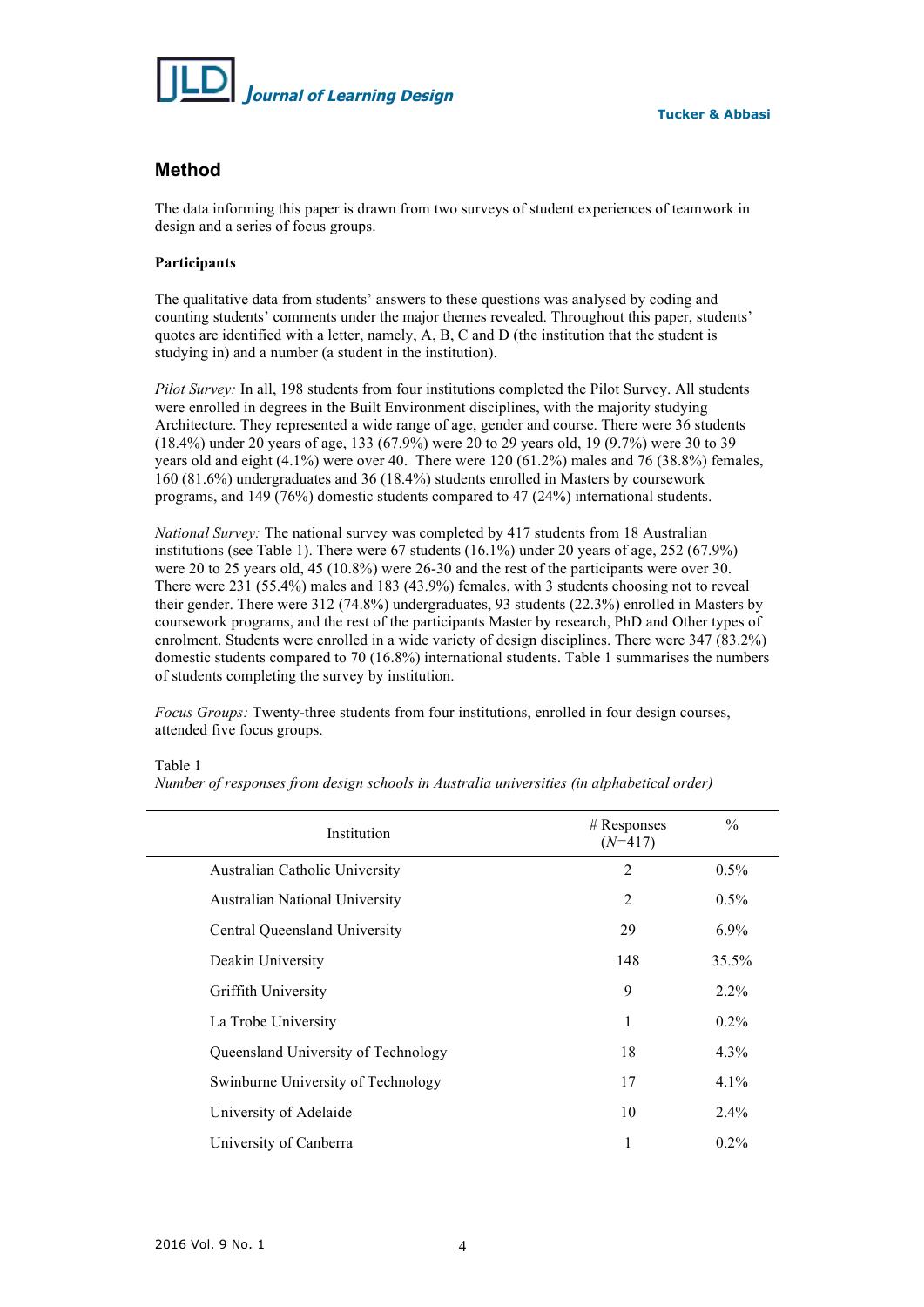## Method

The data informing this paper is drawn from two surveys of student experiences of teamwork in design and a series of focus groups.

**Participants**

The qualitative data from students' answers to these questions was analysed by coding and counting students' comments under the major themes revealed. Throughout this paper, students' quotes are identified with a letter, namely, A, B, C and D (the institution that the student is studying in) and a number (a student in the institution).

*Pilot Survey:* In all, 198 students from four institutions completed the Pilot Survey. All students were enrolled in degrees in the Built Environment disciplines, with the majority studying Architecture. They represented a wide range of age, gender and course. There were 36 students (18.4%) under 20 years of age, 133 (67.9%) were 20 to 29 years old, 19 (9.7%) were 30 to 39 years old and eight (4.1%) were over 40. There were 120 (61.2%) males and 76 (38.8%) females, 160 (81.6%) undergraduates and 36 (18.4%) students enrolled in Masters by coursework programs, and 149 (76%) domestic students compared to 47 (24%) international students.

*National Survey:* The national survey was completed by 417 students from 18 Australian institutions (see Table 1). There were 67 students (16.1%) under 20 years of age, 252 (67.9%) were 20 to 25 years old, 45 (10.8%) were 26-30 and the rest of the participants were over 30. There were 231 (55.4%) males and 183 (43.9%) females, with 3 students choosing not to reveal their gender. There were 312 (74.8%) undergraduates, 93 students (22.3%) enrolled in Masters by coursework programs, and the rest of the participants Master by research, PhD and Other types of enrolment. Students were enrolled in a wide variety of design disciplines. There were 347 (83.2%) domestic students compared to 70 (16.8%) international students. Table 1 summarises the numbers of students completing the survey by institution.

*Focus Groups:* Twenty-three students from four institutions, enrolled in four design courses, attended five focus groups.

Table 1
*Number of responses from design schools in Australia universities (in alphabetical order)*

| Institution | # Responses (*N*=417) | % |
|---|---|---|
| Australian Catholic University | 2 | 0.5% |
| Australian National University | 2 | 0.5% |
| Central Queensland University | 29 | 6.9% |
| Deakin University | 148 | 35.5% |
| Griffith University | 9 | 2.2% |
| La Trobe University | 1 | 0.2% |
| Queensland University of Technology | 18 | 4.3% |
| Swinburne University of Technology | 17 | 4.1% |
| University of Adelaide | 10 | 2.4% |
| University of Canberra | 1 | 0.2% |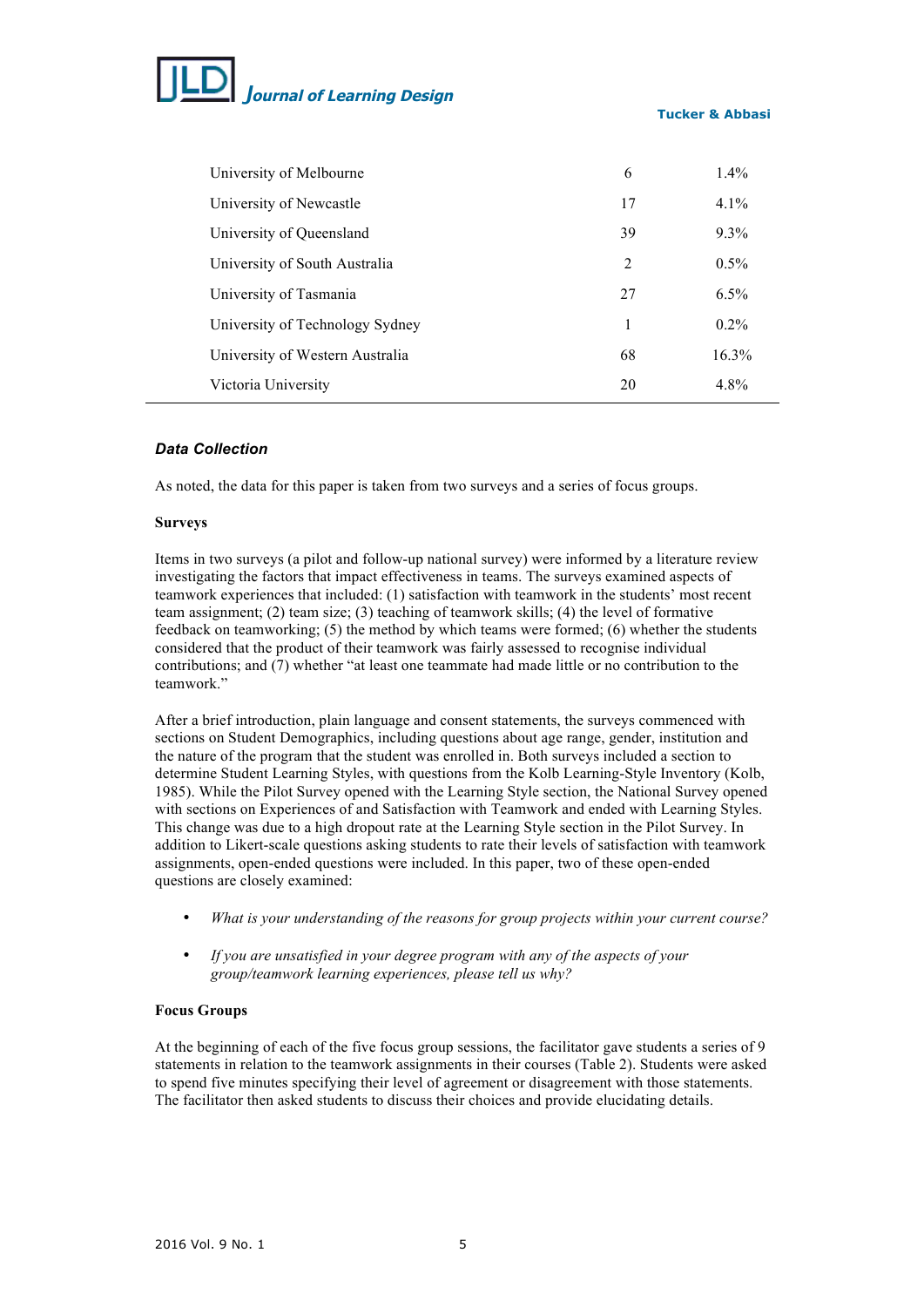| | | |
|---|---|---|
| University of Melbourne | 6 | 1.4% |
| University of Newcastle | 17 | 4.1% |
| University of Queensland | 39 | 9.3% |
| University of South Australia | 2 | 0.5% |
| University of Tasmania | 27 | 6.5% |
| University of Technology Sydney | 1 | 0.2% |
| University of Western Australia | 68 | 16.3% |
| Victoria University | 20 | 4.8% |

### *Data Collection*

As noted, the data for this paper is taken from two surveys and a series of focus groups.

#### Surveys

Items in two surveys (a pilot and follow-up national survey) were informed by a literature review investigating the factors that impact effectiveness in teams. The surveys examined aspects of teamwork experiences that included: (1) satisfaction with teamwork in the students' most recent team assignment; (2) team size; (3) teaching of teamwork skills; (4) the level of formative feedback on teamworking; (5) the method by which teams were formed; (6) whether the students considered that the product of their teamwork was fairly assessed to recognise individual contributions; and (7) whether "at least one teammate had made little or no contribution to the teamwork."

After a brief introduction, plain language and consent statements, the surveys commenced with sections on Student Demographics, including questions about age range, gender, institution and the nature of the program that the student was enrolled in. Both surveys included a section to determine Student Learning Styles, with questions from the Kolb Learning-Style Inventory (Kolb, 1985). While the Pilot Survey opened with the Learning Style section, the National Survey opened with sections on Experiences of and Satisfaction with Teamwork and ended with Learning Styles. This change was due to a high dropout rate at the Learning Style section in the Pilot Survey. In addition to Likert-scale questions asking students to rate their levels of satisfaction with teamwork assignments, open-ended questions were included. In this paper, two of these open-ended questions are closely examined:

- *What is your understanding of the reasons for group projects within your current course?*
- *If you are unsatisfied in your degree program with any of the aspects of your group/teamwork learning experiences, please tell us why?*

#### Focus Groups

At the beginning of each of the five focus group sessions, the facilitator gave students a series of 9 statements in relation to the teamwork assignments in their courses (Table 2). Students were asked to spend five minutes specifying their level of agreement or disagreement with those statements. The facilitator then asked students to discuss their choices and provide elucidating details.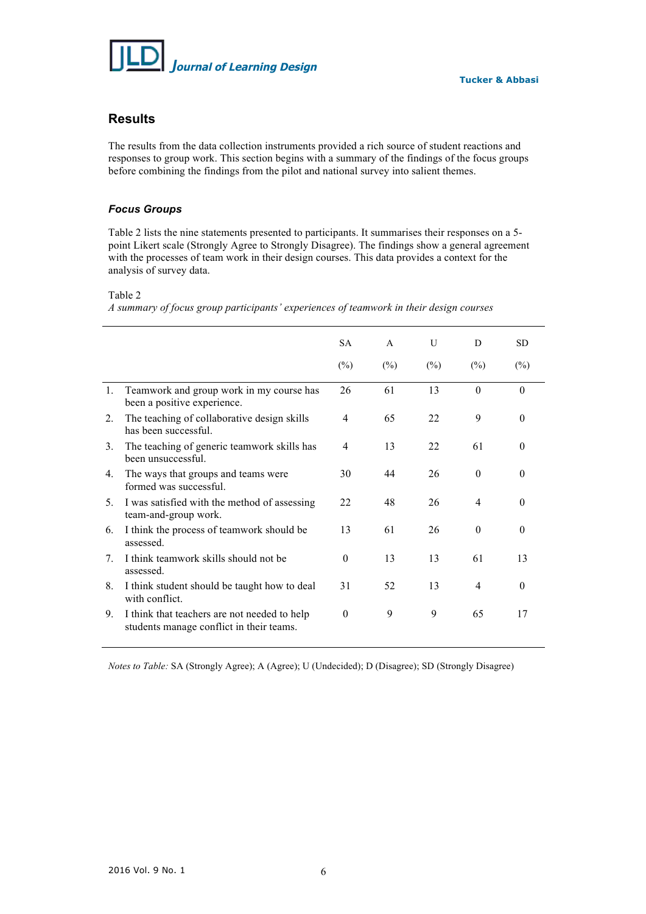## Results

The results from the data collection instruments provided a rich source of student reactions and responses to group work. This section begins with a summary of the findings of the focus groups before combining the findings from the pilot and national survey into salient themes.

### *Focus Groups*

Table 2 lists the nine statements presented to participants. It summarises their responses on a 5-point Likert scale (Strongly Agree to Strongly Disagree). The findings show a general agreement with the processes of team work in their design courses. This data provides a context for the analysis of survey data.

Table 2
*A summary of focus group participants' experiences of teamwork in their design courses*

| | SA (%) | A (%) | U (%) | D (%) | SD (%) |
|---|---|---|---|---|---|
| 1. Teamwork and group work in my course has been a positive experience. | 26 | 61 | 13 | 0 | 0 |
| 2. The teaching of collaborative design skills has been successful. | 4 | 65 | 22 | 9 | 0 |
| 3. The teaching of generic teamwork skills has been unsuccessful. | 4 | 13 | 22 | 61 | 0 |
| 4. The ways that groups and teams were formed was successful. | 30 | 44 | 26 | 0 | 0 |
| 5. I was satisfied with the method of assessing team-and-group work. | 22 | 48 | 26 | 4 | 0 |
| 6. I think the process of teamwork should be assessed. | 13 | 61 | 26 | 0 | 0 |
| 7. I think teamwork skills should not be assessed. | 0 | 13 | 13 | 61 | 13 |
| 8. I think student should be taught how to deal with conflict. | 31 | 52 | 13 | 4 | 0 |
| 9. I think that teachers are not needed to help students manage conflict in their teams. | 0 | 9 | 9 | 65 | 17 |

*Notes to Table:* SA (Strongly Agree); A (Agree); U (Undecided); D (Disagree); SD (Strongly Disagree)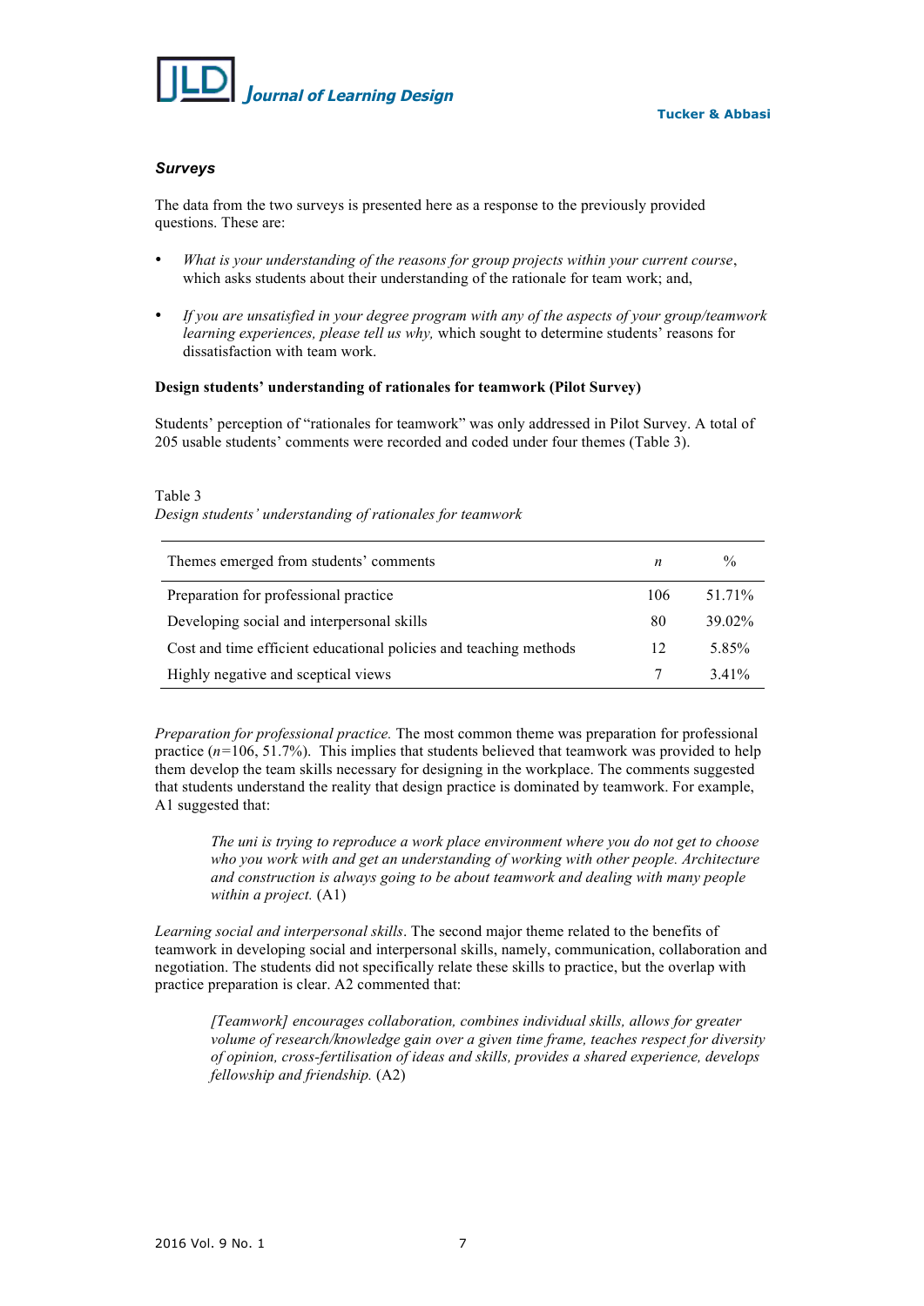### *Surveys*

The data from the two surveys is presented here as a response to the previously provided questions. These are:

- *What is your understanding of the reasons for group projects within your current course*, which asks students about their understanding of the rationale for team work; and,
- *If you are unsatisfied in your degree program with any of the aspects of your group/teamwork learning experiences, please tell us why,* which sought to determine students' reasons for dissatisfaction with team work.

**Design students' understanding of rationales for teamwork (Pilot Survey)**

Students' perception of "rationales for teamwork" was only addressed in Pilot Survey. A total of 205 usable students' comments were recorded and coded under four themes (Table 3).

Table 3
*Design students' understanding of rationales for teamwork*

| Themes emerged from students' comments | *n* | % |
| --- | --- | --- |
| Preparation for professional practice | 106 | 51.71% |
| Developing social and interpersonal skills | 80 | 39.02% |
| Cost and time efficient educational policies and teaching methods | 12 | 5.85% |
| Highly negative and sceptical views | 7 | 3.41% |

*Preparation for professional practice.* The most common theme was preparation for professional practice ($n$=106, 51.7%). This implies that students believed that teamwork was provided to help them develop the team skills necessary for designing in the workplace. The comments suggested that students understand the reality that design practice is dominated by teamwork. For example, A1 suggested that:

> *The uni is trying to reproduce a work place environment where you do not get to choose who you work with and get an understanding of working with other people. Architecture and construction is always going to be about teamwork and dealing with many people within a project.* (A1)

*Learning social and interpersonal skills*. The second major theme related to the benefits of teamwork in developing social and interpersonal skills, namely, communication, collaboration and negotiation. The students did not specifically relate these skills to practice, but the overlap with practice preparation is clear. A2 commented that:

> *[Teamwork] encourages collaboration, combines individual skills, allows for greater volume of research/knowledge gain over a given time frame, teaches respect for diversity of opinion, cross-fertilisation of ideas and skills, provides a shared experience, develops fellowship and friendship.* (A2)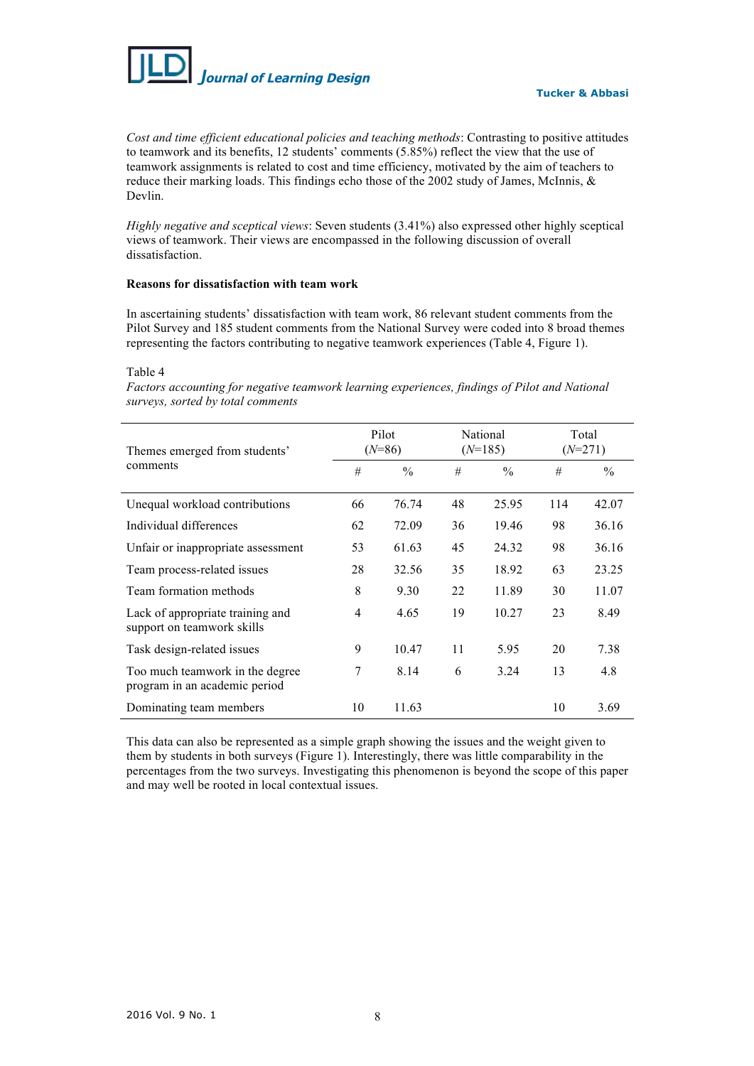*Cost and time efficient educational policies and teaching methods*: Contrasting to positive attitudes to teamwork and its benefits, 12 students' comments (5.85%) reflect the view that the use of teamwork assignments is related to cost and time efficiency, motivated by the aim of teachers to reduce their marking loads. This findings echo those of the 2002 study of James, McInnis, & Devlin.

*Highly negative and sceptical views*: Seven students (3.41%) also expressed other highly sceptical views of teamwork. Their views are encompassed in the following discussion of overall dissatisfaction.

**Reasons for dissatisfaction with team work**

In ascertaining students' dissatisfaction with team work, 86 relevant student comments from the Pilot Survey and 185 student comments from the National Survey were coded into 8 broad themes representing the factors contributing to negative teamwork experiences (Table 4, Figure 1).

Table 4
*Factors accounting for negative teamwork learning experiences, findings of Pilot and National surveys, sorted by total comments*

| Themes emerged from students' comments | Pilot (*N*=86) | | National (*N*=185) | | Total (*N*=271) | |
|---|---|---|---|---|---|---|
| | # | % | # | % | # | % |
| Unequal workload contributions | 66 | 76.74 | 48 | 25.95 | 114 | 42.07 |
| Individual differences | 62 | 72.09 | 36 | 19.46 | 98 | 36.16 |
| Unfair or inappropriate assessment | 53 | 61.63 | 45 | 24.32 | 98 | 36.16 |
| Team process-related issues | 28 | 32.56 | 35 | 18.92 | 63 | 23.25 |
| Team formation methods | 8 | 9.30 | 22 | 11.89 | 30 | 11.07 |
| Lack of appropriate training and support on teamwork skills | 4 | 4.65 | 19 | 10.27 | 23 | 8.49 |
| Task design-related issues | 9 | 10.47 | 11 | 5.95 | 20 | 7.38 |
| Too much teamwork in the degree program in an academic period | 7 | 8.14 | 6 | 3.24 | 13 | 4.8 |
| Dominating team members | 10 | 11.63 | | | 10 | 3.69 |

This data can also be represented as a simple graph showing the issues and the weight given to them by students in both surveys (Figure 1). Interestingly, there was little comparability in the percentages from the two surveys. Investigating this phenomenon is beyond the scope of this paper and may well be rooted in local contextual issues.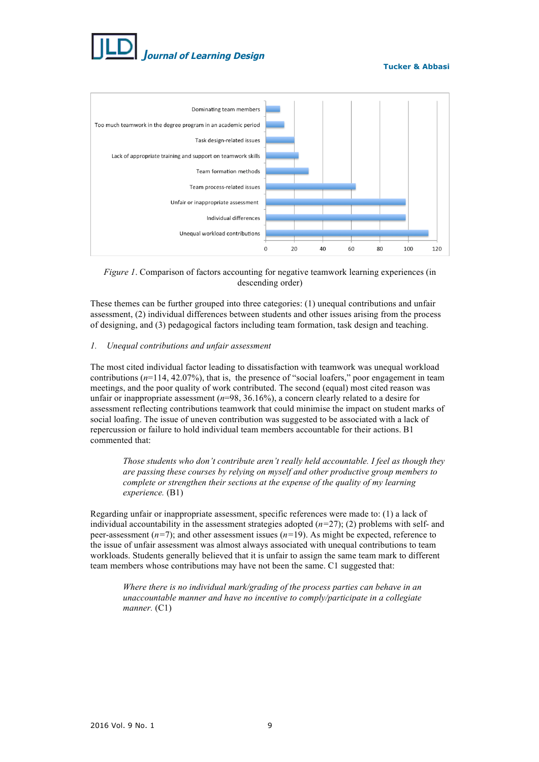*Figure 1*. Comparison of factors accounting for negative teamwork learning experiences (in descending order)

These themes can be further grouped into three categories: (1) unequal contributions and unfair assessment, (2) individual differences between students and other issues arising from the process of designing, and (3) pedagogical factors including team formation, task design and teaching.

*1. Unequal contributions and unfair assessment*

The most cited individual factor leading to dissatisfaction with teamwork was unequal workload contributions (*n*=114, 42.07%), that is, the presence of "social loafers," poor engagement in team meetings, and the poor quality of work contributed. The second (equal) most cited reason was unfair or inappropriate assessment (*n*=98, 36.16%), a concern clearly related to a desire for assessment reflecting contributions teamwork that could minimise the impact on student marks of social loafing. The issue of uneven contribution was suggested to be associated with a lack of repercussion or failure to hold individual team members accountable for their actions. B1 commented that:

> *Those students who don't contribute aren't really held accountable. I feel as though they are passing these courses by relying on myself and other productive group members to complete or strengthen their sections at the expense of the quality of my learning experience.* (B1)

Regarding unfair or inappropriate assessment, specific references were made to: (1) a lack of individual accountability in the assessment strategies adopted (*n*=27); (2) problems with self- and peer-assessment (*n*=7); and other assessment issues (*n*=19). As might be expected, reference to the issue of unfair assessment was almost always associated with unequal contributions to team workloads. Students generally believed that it is unfair to assign the same team mark to different team members whose contributions may have not been the same. C1 suggested that:

> *Where there is no individual mark/grading of the process parties can behave in an unaccountable manner and have no incentive to comply/participate in a collegiate manner.* (C1)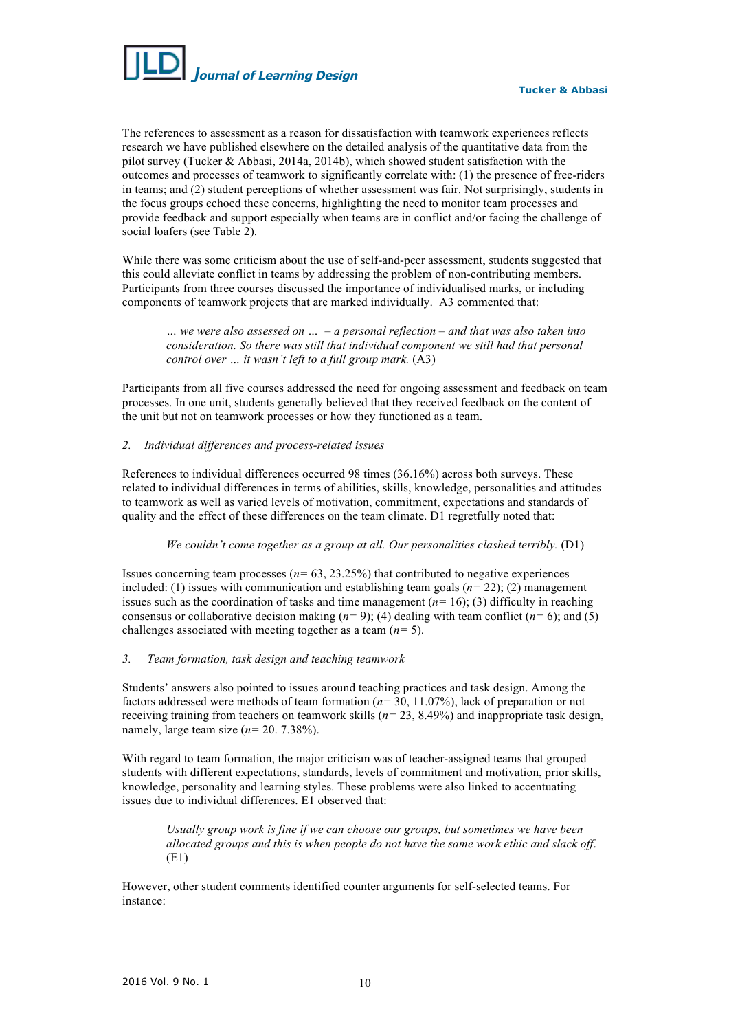The references to assessment as a reason for dissatisfaction with teamwork experiences reflects research we have published elsewhere on the detailed analysis of the quantitative data from the pilot survey (Tucker & Abbasi, 2014a, 2014b), which showed student satisfaction with the outcomes and processes of teamwork to significantly correlate with: (1) the presence of free-riders in teams; and (2) student perceptions of whether assessment was fair. Not surprisingly, students in the focus groups echoed these concerns, highlighting the need to monitor team processes and provide feedback and support especially when teams are in conflict and/or facing the challenge of social loafers (see Table 2).

While there was some criticism about the use of self-and-peer assessment, students suggested that this could alleviate conflict in teams by addressing the problem of non-contributing members. Participants from three courses discussed the importance of individualised marks, or including components of teamwork projects that are marked individually. A3 commented that:

> *… we were also assessed on … – a personal reflection – and that was also taken into consideration. So there was still that individual component we still had that personal control over … it wasn't left to a full group mark.* (A3)

Participants from all five courses addressed the need for ongoing assessment and feedback on team processes. In one unit, students generally believed that they received feedback on the content of the unit but not on teamwork processes or how they functioned as a team.

*2. Individual differences and process-related issues*

References to individual differences occurred 98 times (36.16%) across both surveys. These related to individual differences in terms of abilities, skills, knowledge, personalities and attitudes to teamwork as well as varied levels of motivation, commitment, expectations and standards of quality and the effect of these differences on the team climate. D1 regretfully noted that:

> *We couldn't come together as a group at all. Our personalities clashed terribly.* (D1)

Issues concerning team processes (*n*= 63, 23.25%) that contributed to negative experiences included: (1) issues with communication and establishing team goals (*n*= 22); (2) management issues such as the coordination of tasks and time management (*n*= 16); (3) difficulty in reaching consensus or collaborative decision making (*n*= 9); (4) dealing with team conflict (*n*= 6); and (5) challenges associated with meeting together as a team (*n*= 5).

*3. Team formation, task design and teaching teamwork*

Students' answers also pointed to issues around teaching practices and task design. Among the factors addressed were methods of team formation (*n*= 30, 11.07%), lack of preparation or not receiving training from teachers on teamwork skills (*n*= 23, 8.49%) and inappropriate task design, namely, large team size (*n*= 20. 7.38%).

With regard to team formation, the major criticism was of teacher-assigned teams that grouped students with different expectations, standards, levels of commitment and motivation, prior skills, knowledge, personality and learning styles. These problems were also linked to accentuating issues due to individual differences. E1 observed that:

> *Usually group work is fine if we can choose our groups, but sometimes we have been allocated groups and this is when people do not have the same work ethic and slack off.* (E1)

However, other student comments identified counter arguments for self-selected teams. For instance: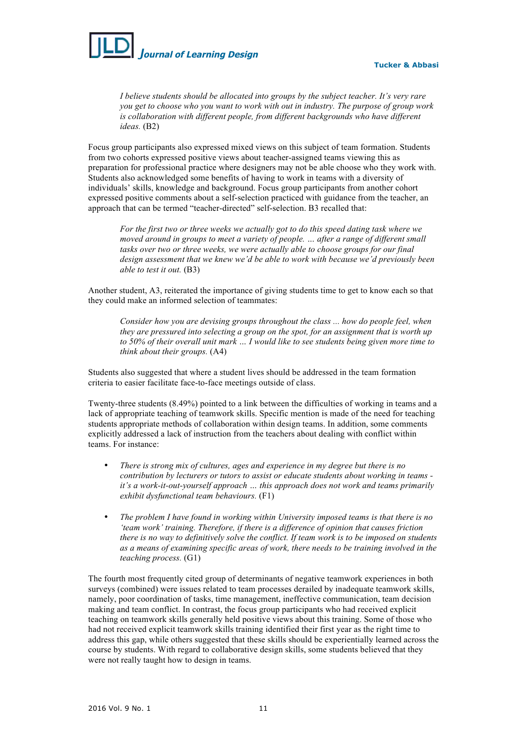> *I believe students should be allocated into groups by the subject teacher. It's very rare you get to choose who you want to work with out in industry. The purpose of group work is collaboration with different people, from different backgrounds who have different ideas.* (B2)

Focus group participants also expressed mixed views on this subject of team formation. Students from two cohorts expressed positive views about teacher-assigned teams viewing this as preparation for professional practice where designers may not be able choose who they work with. Students also acknowledged some benefits of having to work in teams with a diversity of individuals' skills, knowledge and background. Focus group participants from another cohort expressed positive comments about a self-selection practiced with guidance from the teacher, an approach that can be termed "teacher-directed" self-selection. B3 recalled that:

> *For the first two or three weeks we actually got to do this speed dating task where we moved around in groups to meet a variety of people. … after a range of different small tasks over two or three weeks, we were actually able to choose groups for our final design assessment that we knew we'd be able to work with because we'd previously been able to test it out.* (B3)

Another student, A3, reiterated the importance of giving students time to get to know each so that they could make an informed selection of teammates:

> *Consider how you are devising groups throughout the class ... how do people feel, when they are pressured into selecting a group on the spot, for an assignment that is worth up to 50% of their overall unit mark … I would like to see students being given more time to think about their groups.* (A4)

Students also suggested that where a student lives should be addressed in the team formation criteria to easier facilitate face-to-face meetings outside of class.

Twenty-three students (8.49%) pointed to a link between the difficulties of working in teams and a lack of appropriate teaching of teamwork skills. Specific mention is made of the need for teaching students appropriate methods of collaboration within design teams. In addition, some comments explicitly addressed a lack of instruction from the teachers about dealing with conflict within teams. For instance:

- *There is strong mix of cultures, ages and experience in my degree but there is no contribution by lecturers or tutors to assist or educate students about working in teams - it's a work-it-out-yourself approach … this approach does not work and teams primarily exhibit dysfunctional team behaviours.* (F1)

- *The problem I have found in working within University imposed teams is that there is no 'team work' training. Therefore, if there is a difference of opinion that causes friction there is no way to definitively solve the conflict. If team work is to be imposed on students as a means of examining specific areas of work, there needs to be training involved in the teaching process.* (G1)

The fourth most frequently cited group of determinants of negative teamwork experiences in both surveys (combined) were issues related to team processes derailed by inadequate teamwork skills, namely, poor coordination of tasks, time management, ineffective communication, team decision making and team conflict. In contrast, the focus group participants who had received explicit teaching on teamwork skills generally held positive views about this training. Some of those who had not received explicit teamwork skills training identified their first year as the right time to address this gap, while others suggested that these skills should be experientially learned across the course by students. With regard to collaborative design skills, some students believed that they were not really taught how to design in teams.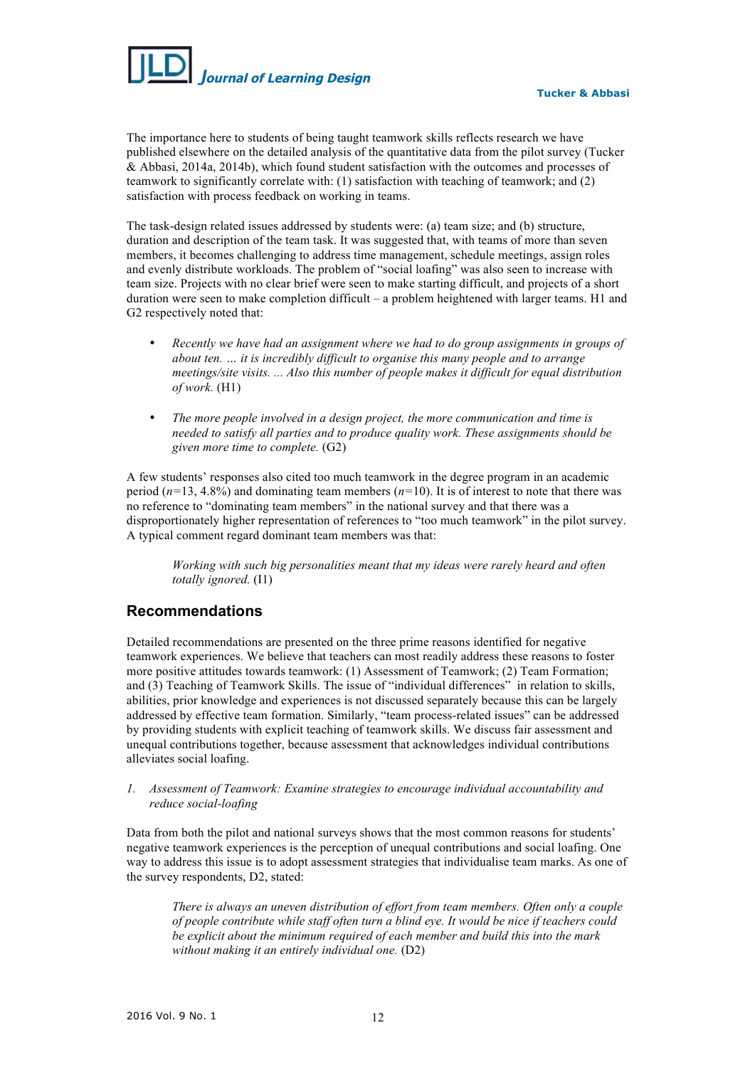The importance here to students of being taught teamwork skills reflects research we have published elsewhere on the detailed analysis of the quantitative data from the pilot survey (Tucker & Abbasi, 2014a, 2014b), which found student satisfaction with the outcomes and processes of teamwork to significantly correlate with: (1) satisfaction with teaching of teamwork; and (2) satisfaction with process feedback on working in teams.

The task-design related issues addressed by students were: (a) team size; and (b) structure, duration and description of the team task. It was suggested that, with teams of more than seven members, it becomes challenging to address time management, schedule meetings, assign roles and evenly distribute workloads. The problem of "social loafing" was also seen to increase with team size. Projects with no clear brief were seen to make starting difficult, and projects of a short duration were seen to make completion difficult – a problem heightened with larger teams. H1 and G2 respectively noted that:

- *Recently we have had an assignment where we had to do group assignments in groups of about ten. … it is incredibly difficult to organise this many people and to arrange meetings/site visits. ... Also this number of people makes it difficult for equal distribution of work.* (H1)

- *The more people involved in a design project, the more communication and time is needed to satisfy all parties and to produce quality work. These assignments should be given more time to complete.* (G2)

A few students' responses also cited too much teamwork in the degree program in an academic period (*n*=13, 4.8%) and dominating team members (*n*=10). It is of interest to note that there was no reference to "dominating team members" in the national survey and that there was a disproportionately higher representation of references to "too much teamwork" in the pilot survey. A typical comment regard dominant team members was that:

> *Working with such big personalities meant that my ideas were rarely heard and often totally ignored.* (I1)

## Recommendations

Detailed recommendations are presented on the three prime reasons identified for negative teamwork experiences. We believe that teachers can most readily address these reasons to foster more positive attitudes towards teamwork: (1) Assessment of Teamwork; (2) Team Formation; and (3) Teaching of Teamwork Skills. The issue of "individual differences" in relation to skills, abilities, prior knowledge and experiences is not discussed separately because this can be largely addressed by effective team formation. Similarly, "team process-related issues" can be addressed by providing students with explicit teaching of teamwork skills. We discuss fair assessment and unequal contributions together, because assessment that acknowledges individual contributions alleviates social loafing.

1. *Assessment of Teamwork: Examine strategies to encourage individual accountability and reduce social-loafing*

Data from both the pilot and national surveys shows that the most common reasons for students' negative teamwork experiences is the perception of unequal contributions and social loafing. One way to address this issue is to adopt assessment strategies that individualise team marks. As one of the survey respondents, D2, stated:

> *There is always an uneven distribution of effort from team members. Often only a couple of people contribute while staff often turn a blind eye. It would be nice if teachers could be explicit about the minimum required of each member and build this into the mark without making it an entirely individual one.* (D2)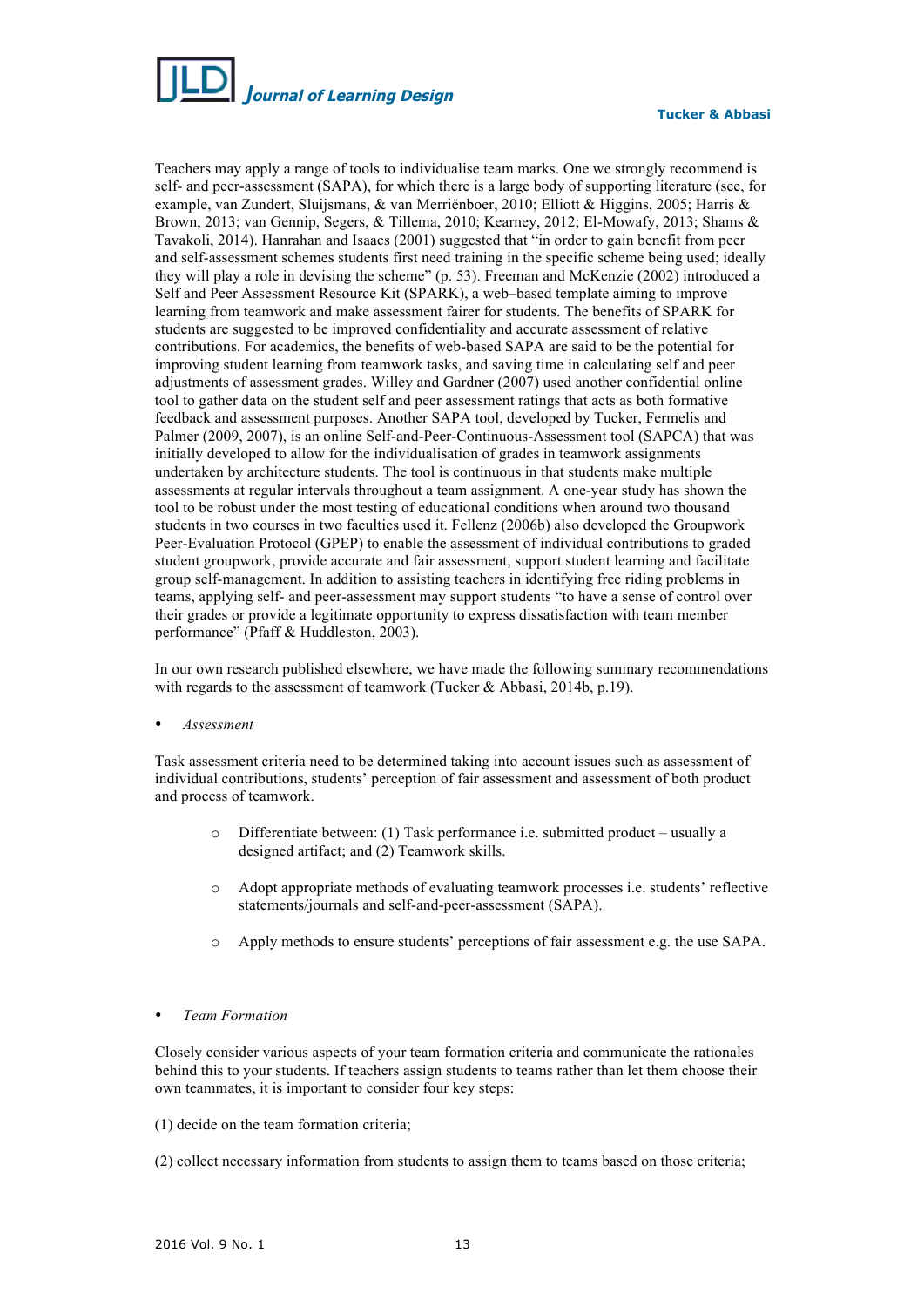Teachers may apply a range of tools to individualise team marks. One we strongly recommend is self- and peer-assessment (SAPA), for which there is a large body of supporting literature (see, for example, van Zundert, Sluijsmans, & van Merriënboer, 2010; Elliott & Higgins, 2005; Harris & Brown, 2013; van Gennip, Segers, & Tillema, 2010; Kearney, 2012; El-Mowafy, 2013; Shams & Tavakoli, 2014). Hanrahan and Isaacs (2001) suggested that "in order to gain benefit from peer and self-assessment schemes students first need training in the specific scheme being used; ideally they will play a role in devising the scheme" (p. 53). Freeman and McKenzie (2002) introduced a Self and Peer Assessment Resource Kit (SPARK), a web–based template aiming to improve learning from teamwork and make assessment fairer for students. The benefits of SPARK for students are suggested to be improved confidentiality and accurate assessment of relative contributions. For academics, the benefits of web-based SAPA are said to be the potential for improving student learning from teamwork tasks, and saving time in calculating self and peer adjustments of assessment grades. Willey and Gardner (2007) used another confidential online tool to gather data on the student self and peer assessment ratings that acts as both formative feedback and assessment purposes. Another SAPA tool, developed by Tucker, Fermelis and Palmer (2009, 2007), is an online Self-and-Peer-Continuous-Assessment tool (SAPCA) that was initially developed to allow for the individualisation of grades in teamwork assignments undertaken by architecture students. The tool is continuous in that students make multiple assessments at regular intervals throughout a team assignment. A one-year study has shown the tool to be robust under the most testing of educational conditions when around two thousand students in two courses in two faculties used it. Fellenz (2006b) also developed the Groupwork Peer-Evaluation Protocol (GPEP) to enable the assessment of individual contributions to graded student groupwork, provide accurate and fair assessment, support student learning and facilitate group self-management. In addition to assisting teachers in identifying free riding problems in teams, applying self- and peer-assessment may support students "to have a sense of control over their grades or provide a legitimate opportunity to express dissatisfaction with team member performance" (Pfaff & Huddleston, 2003).

In our own research published elsewhere, we have made the following summary recommendations with regards to the assessment of teamwork (Tucker & Abbasi, 2014b, p.19).

- *Assessment*

Task assessment criteria need to be determined taking into account issues such as assessment of individual contributions, students' perception of fair assessment and assessment of both product and process of teamwork.

  - Differentiate between: (1) Task performance i.e. submitted product – usually a designed artifact; and (2) Teamwork skills.
  - Adopt appropriate methods of evaluating teamwork processes i.e. students' reflective statements/journals and self-and-peer-assessment (SAPA).
  - Apply methods to ensure students' perceptions of fair assessment e.g. the use SAPA.

- *Team Formation*

Closely consider various aspects of your team formation criteria and communicate the rationales behind this to your students. If teachers assign students to teams rather than let them choose their own teammates, it is important to consider four key steps:

(1) decide on the team formation criteria;

(2) collect necessary information from students to assign them to teams based on those criteria;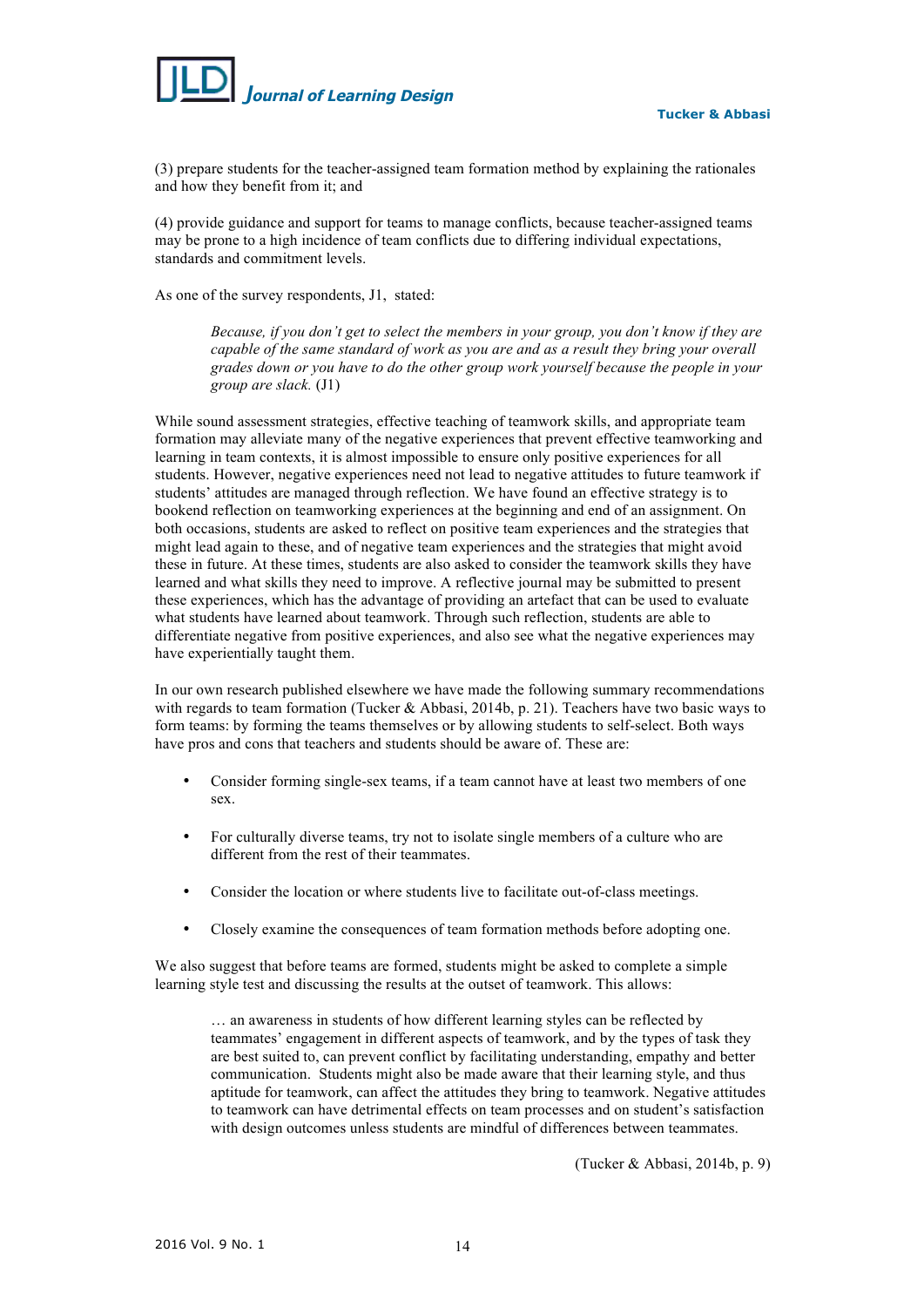(3) prepare students for the teacher-assigned team formation method by explaining the rationales and how they benefit from it; and

(4) provide guidance and support for teams to manage conflicts, because teacher-assigned teams may be prone to a high incidence of team conflicts due to differing individual expectations, standards and commitment levels.

As one of the survey respondents, J1, stated:

> *Because, if you don't get to select the members in your group, you don't know if they are capable of the same standard of work as you are and as a result they bring your overall grades down or you have to do the other group work yourself because the people in your group are slack.* (J1)

While sound assessment strategies, effective teaching of teamwork skills, and appropriate team formation may alleviate many of the negative experiences that prevent effective teamworking and learning in team contexts, it is almost impossible to ensure only positive experiences for all students. However, negative experiences need not lead to negative attitudes to future teamwork if students' attitudes are managed through reflection. We have found an effective strategy is to bookend reflection on teamworking experiences at the beginning and end of an assignment. On both occasions, students are asked to reflect on positive team experiences and the strategies that might lead again to these, and of negative team experiences and the strategies that might avoid these in future. At these times, students are also asked to consider the teamwork skills they have learned and what skills they need to improve. A reflective journal may be submitted to present these experiences, which has the advantage of providing an artefact that can be used to evaluate what students have learned about teamwork. Through such reflection, students are able to differentiate negative from positive experiences, and also see what the negative experiences may have experientially taught them.

In our own research published elsewhere we have made the following summary recommendations with regards to team formation (Tucker & Abbasi, 2014b, p. 21). Teachers have two basic ways to form teams: by forming the teams themselves or by allowing students to self-select. Both ways have pros and cons that teachers and students should be aware of. These are:

- Consider forming single-sex teams, if a team cannot have at least two members of one sex.
- For culturally diverse teams, try not to isolate single members of a culture who are different from the rest of their teammates.
- Consider the location or where students live to facilitate out-of-class meetings.
- Closely examine the consequences of team formation methods before adopting one.

We also suggest that before teams are formed, students might be asked to complete a simple learning style test and discussing the results at the outset of teamwork. This allows:

> … an awareness in students of how different learning styles can be reflected by teammates' engagement in different aspects of teamwork, and by the types of task they are best suited to, can prevent conflict by facilitating understanding, empathy and better communication. Students might also be made aware that their learning style, and thus aptitude for teamwork, can affect the attitudes they bring to teamwork. Negative attitudes to teamwork can have detrimental effects on team processes and on student's satisfaction with design outcomes unless students are mindful of differences between teammates.
>
> (Tucker & Abbasi, 2014b, p. 9)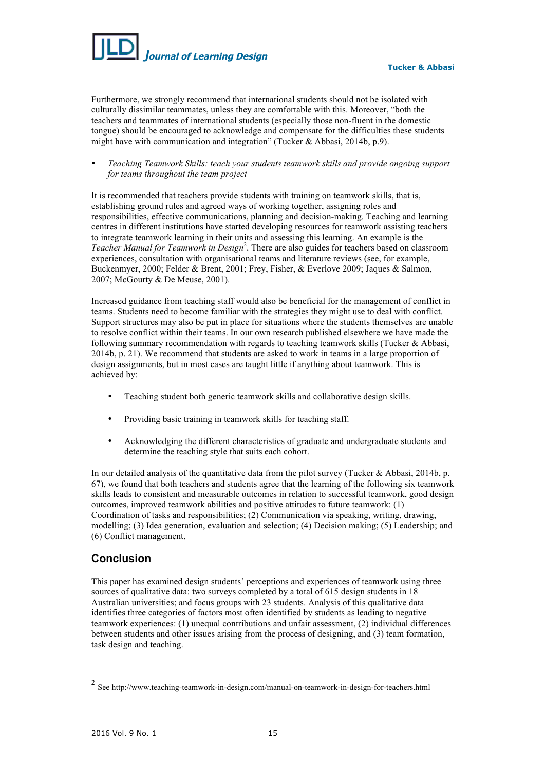Furthermore, we strongly recommend that international students should not be isolated with culturally dissimilar teammates, unless they are comfortable with this. Moreover, "both the teachers and teammates of international students (especially those non-fluent in the domestic tongue) should be encouraged to acknowledge and compensate for the difficulties these students might have with communication and integration" (Tucker & Abbasi, 2014b, p.9).

- *Teaching Teamwork Skills: teach your students teamwork skills and provide ongoing support for teams throughout the team project*

It is recommended that teachers provide students with training on teamwork skills, that is, establishing ground rules and agreed ways of working together, assigning roles and responsibilities, effective communications, planning and decision-making. Teaching and learning centres in different institutions have started developing resources for teamwork assisting teachers to integrate teamwork learning in their units and assessing this learning. An example is the *Teacher Manual for Teamwork in Design*[2]. There are also guides for teachers based on classroom experiences, consultation with organisational teams and literature reviews (see, for example, Buckenmyer, 2000; Felder & Brent, 2001; Frey, Fisher, & Everlove 2009; Jaques & Salmon, 2007; McGourty & De Meuse, 2001).

Increased guidance from teaching staff would also be beneficial for the management of conflict in teams. Students need to become familiar with the strategies they might use to deal with conflict. Support structures may also be put in place for situations where the students themselves are unable to resolve conflict within their teams. In our own research published elsewhere we have made the following summary recommendation with regards to teaching teamwork skills (Tucker & Abbasi, 2014b, p. 21). We recommend that students are asked to work in teams in a large proportion of design assignments, but in most cases are taught little if anything about teamwork. This is achieved by:

- Teaching student both generic teamwork skills and collaborative design skills.
- Providing basic training in teamwork skills for teaching staff.
- Acknowledging the different characteristics of graduate and undergraduate students and determine the teaching style that suits each cohort.

In our detailed analysis of the quantitative data from the pilot survey (Tucker & Abbasi, 2014b, p. 67), we found that both teachers and students agree that the learning of the following six teamwork skills leads to consistent and measurable outcomes in relation to successful teamwork, good design outcomes, improved teamwork abilities and positive attitudes to future teamwork: (1) Coordination of tasks and responsibilities; (2) Communication via speaking, writing, drawing, modelling; (3) Idea generation, evaluation and selection; (4) Decision making; (5) Leadership; and (6) Conflict management.

## Conclusion

This paper has examined design students' perceptions and experiences of teamwork using three sources of qualitative data: two surveys completed by a total of 615 design students in 18 Australian universities; and focus groups with 23 students. Analysis of this qualitative data identifies three categories of factors most often identified by students as leading to negative teamwork experiences: (1) unequal contributions and unfair assessment, (2) individual differences between students and other issues arising from the process of designing, and (3) team formation, task design and teaching.

---

[2] See http://www.teaching-teamwork-in-design.com/manual-on-teamwork-in-design-for-teachers.html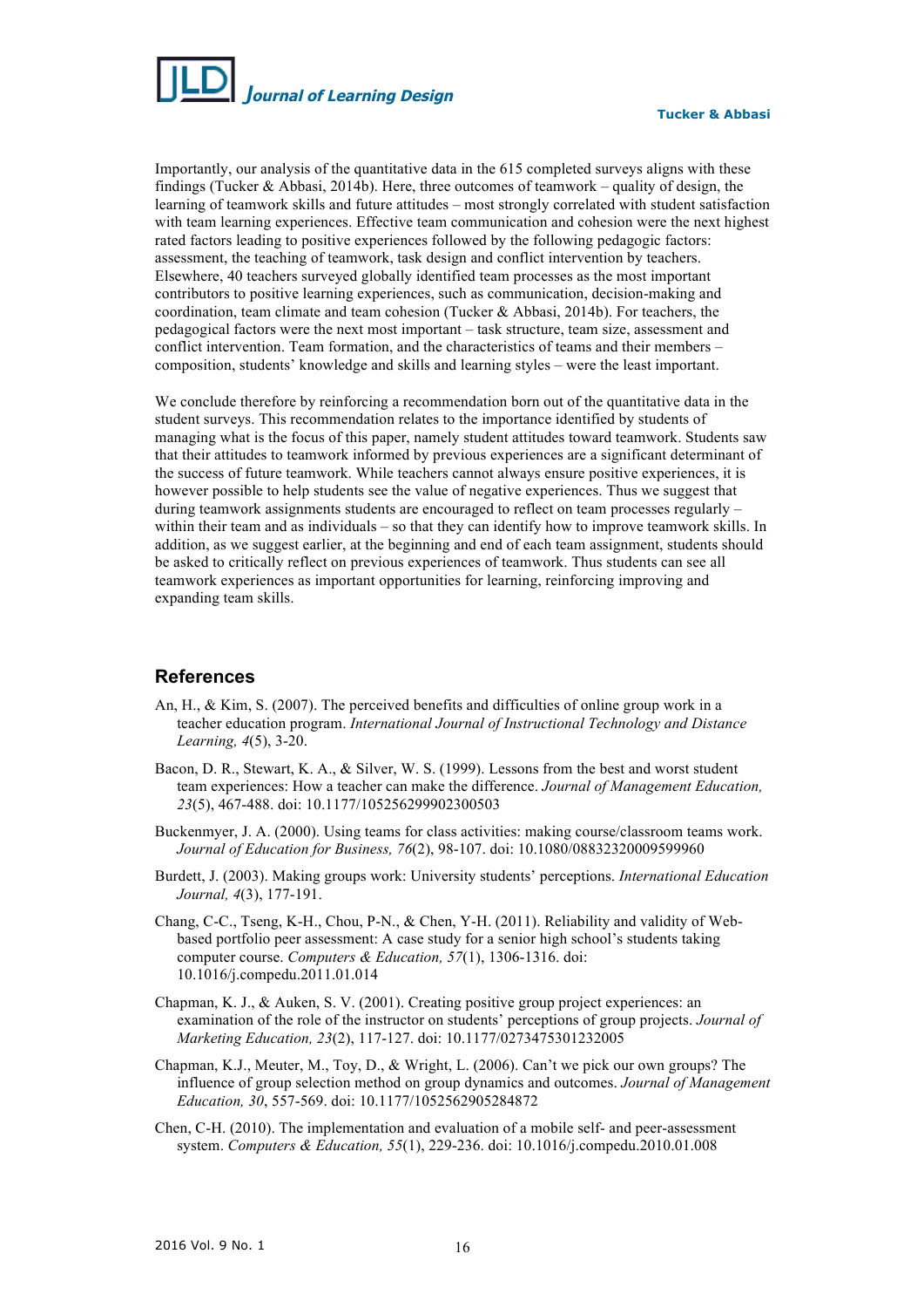Importantly, our analysis of the quantitative data in the 615 completed surveys aligns with these findings (Tucker & Abbasi, 2014b). Here, three outcomes of teamwork – quality of design, the learning of teamwork skills and future attitudes – most strongly correlated with student satisfaction with team learning experiences. Effective team communication and cohesion were the next highest rated factors leading to positive experiences followed by the following pedagogic factors: assessment, the teaching of teamwork, task design and conflict intervention by teachers. Elsewhere, 40 teachers surveyed globally identified team processes as the most important contributors to positive learning experiences, such as communication, decision-making and coordination, team climate and team cohesion (Tucker & Abbasi, 2014b). For teachers, the pedagogical factors were the next most important – task structure, team size, assessment and conflict intervention. Team formation, and the characteristics of teams and their members – composition, students' knowledge and skills and learning styles – were the least important.

We conclude therefore by reinforcing a recommendation born out of the quantitative data in the student surveys. This recommendation relates to the importance identified by students of managing what is the focus of this paper, namely student attitudes toward teamwork. Students saw that their attitudes to teamwork informed by previous experiences are a significant determinant of the success of future teamwork. While teachers cannot always ensure positive experiences, it is however possible to help students see the value of negative experiences. Thus we suggest that during teamwork assignments students are encouraged to reflect on team processes regularly – within their team and as individuals – so that they can identify how to improve teamwork skills. In addition, as we suggest earlier, at the beginning and end of each team assignment, students should be asked to critically reflect on previous experiences of teamwork. Thus students can see all teamwork experiences as important opportunities for learning, reinforcing improving and expanding team skills.

## References

An, H., & Kim, S. (2007). The perceived benefits and difficulties of online group work in a teacher education program. *International Journal of Instructional Technology and Distance Learning, 4*(5), 3-20.

Bacon, D. R., Stewart, K. A., & Silver, W. S. (1999). Lessons from the best and worst student team experiences: How a teacher can make the difference. *Journal of Management Education, 23*(5), 467-488. doi: 10.1177/105256299902300503

Buckenmyer, J. A. (2000). Using teams for class activities: making course/classroom teams work. *Journal of Education for Business, 76*(2), 98-107. doi: 10.1080/08832320009599960

Burdett, J. (2003). Making groups work: University students' perceptions. *International Education Journal, 4*(3), 177-191.

Chang, C-C., Tseng, K-H., Chou, P-N., & Chen, Y-H. (2011). Reliability and validity of Web-based portfolio peer assessment: A case study for a senior high school's students taking computer course. *Computers & Education, 57*(1), 1306-1316. doi: 10.1016/j.compedu.2011.01.014

Chapman, K. J., & Auken, S. V. (2001). Creating positive group project experiences: an examination of the role of the instructor on students' perceptions of group projects. *Journal of Marketing Education, 23*(2), 117-127. doi: 10.1177/0273475301232005

Chapman, K.J., Meuter, M., Toy, D., & Wright, L. (2006). Can't we pick our own groups? The influence of group selection method on group dynamics and outcomes. *Journal of Management Education, 30*, 557-569. doi: 10.1177/1052562905284872

Chen, C-H. (2010). The implementation and evaluation of a mobile self- and peer-assessment system. *Computers & Education, 55*(1), 229-236. doi: 10.1016/j.compedu.2010.01.008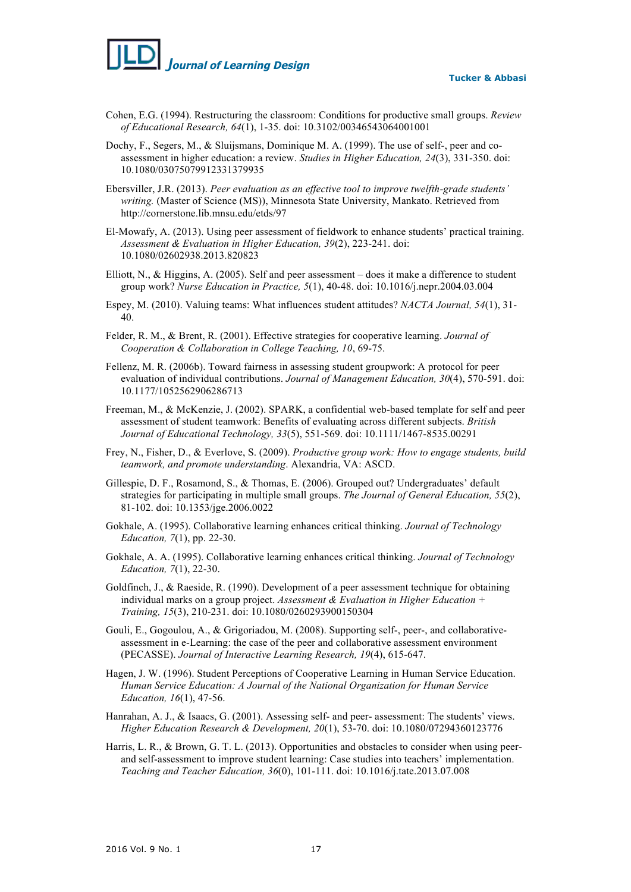Cohen, E.G. (1994). Restructuring the classroom: Conditions for productive small groups. *Review of Educational Research, 64*(1), 1-35. doi: 10.3102/00346543064001001

Dochy, F., Segers, M., & Sluijsmans, Dominique M. A. (1999). The use of self-, peer and co-assessment in higher education: a review. *Studies in Higher Education, 24*(3), 331-350. doi: 10.1080/03075079912331379935

Ebersviller, J.R. (2013). *Peer evaluation as an effective tool to improve twelfth-grade students' writing.* (Master of Science (MS)), Minnesota State University, Mankato. Retrieved from http://cornerstone.lib.mnsu.edu/etds/97

El-Mowafy, A. (2013). Using peer assessment of fieldwork to enhance students' practical training. *Assessment & Evaluation in Higher Education, 39*(2), 223-241. doi: 10.1080/02602938.2013.820823

Elliott, N., & Higgins, A. (2005). Self and peer assessment – does it make a difference to student group work? *Nurse Education in Practice, 5*(1), 40-48. doi: 10.1016/j.nepr.2004.03.004

Espey, M. (2010). Valuing teams: What influences student attitudes? *NACTA Journal, 54*(1), 31-40.

Felder, R. M., & Brent, R. (2001). Effective strategies for cooperative learning. *Journal of Cooperation & Collaboration in College Teaching, 10*, 69-75.

Fellenz, M. R. (2006b). Toward fairness in assessing student groupwork: A protocol for peer evaluation of individual contributions. *Journal of Management Education, 30*(4), 570-591. doi: 10.1177/1052562906286713

Freeman, M., & McKenzie, J. (2002). SPARK, a confidential web-based template for self and peer assessment of student teamwork: Benefits of evaluating across different subjects. *British Journal of Educational Technology, 33*(5), 551-569. doi: 10.1111/1467-8535.00291

Frey, N., Fisher, D., & Everlove, S. (2009). *Productive group work: How to engage students, build teamwork, and promote understanding*. Alexandria, VA: ASCD.

Gillespie, D. F., Rosamond, S., & Thomas, E. (2006). Grouped out? Undergraduates' default strategies for participating in multiple small groups. *The Journal of General Education, 55*(2), 81-102. doi: 10.1353/jge.2006.0022

Gokhale, A. (1995). Collaborative learning enhances critical thinking. *Journal of Technology Education, 7*(1), pp. 22-30.

Gokhale, A. A. (1995). Collaborative learning enhances critical thinking. *Journal of Technology Education, 7*(1), 22-30.

Goldfinch, J., & Raeside, R. (1990). Development of a peer assessment technique for obtaining individual marks on a group project. *Assessment & Evaluation in Higher Education + Training, 15*(3), 210-231. doi: 10.1080/0260293900150304

Gouli, E., Gogoulou, A., & Grigoriadou, M. (2008). Supporting self-, peer-, and collaborative-assessment in e-Learning: the case of the peer and collaborative assessment environment (PECASSE). *Journal of Interactive Learning Research, 19*(4), 615-647.

Hagen, J. W. (1996). Student Perceptions of Cooperative Learning in Human Service Education. *Human Service Education: A Journal of the National Organization for Human Service Education, 16*(1), 47-56.

Hanrahan, A. J., & Isaacs, G. (2001). Assessing self- and peer- assessment: The students' views. *Higher Education Research & Development, 20*(1), 53-70. doi: 10.1080/07294360123776

Harris, L. R., & Brown, G. T. L. (2013). Opportunities and obstacles to consider when using peer- and self-assessment to improve student learning: Case studies into teachers' implementation. *Teaching and Teacher Education, 36*(0), 101-111. doi: 10.1016/j.tate.2013.07.008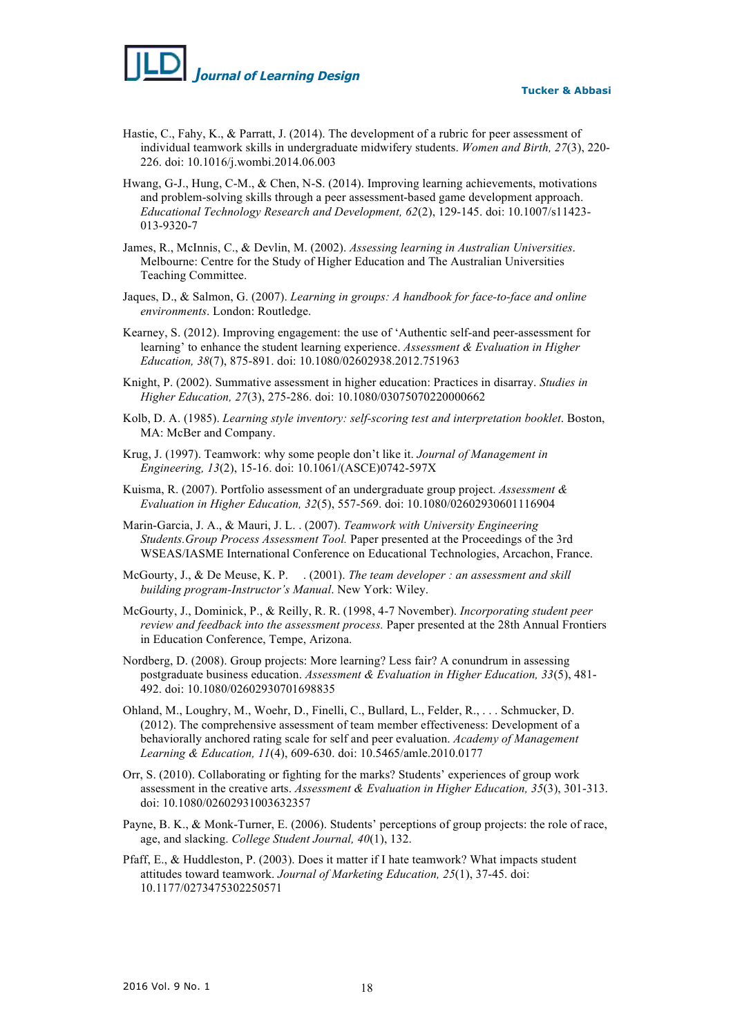Hastie, C., Fahy, K., & Parratt, J. (2014). The development of a rubric for peer assessment of individual teamwork skills in undergraduate midwifery students. *Women and Birth, 27*(3), 220-226. doi: 10.1016/j.wombi.2014.06.003

Hwang, G-J., Hung, C-M., & Chen, N-S. (2014). Improving learning achievements, motivations and problem-solving skills through a peer assessment-based game development approach. *Educational Technology Research and Development, 62*(2), 129-145. doi: 10.1007/s11423-013-9320-7

James, R., McInnis, C., & Devlin, M. (2002). *Assessing learning in Australian Universities*. Melbourne: Centre for the Study of Higher Education and The Australian Universities Teaching Committee.

Jaques, D., & Salmon, G. (2007). *Learning in groups: A handbook for face-to-face and online environments*. London: Routledge.

Kearney, S. (2012). Improving engagement: the use of 'Authentic self-and peer-assessment for learning' to enhance the student learning experience. *Assessment & Evaluation in Higher Education, 38*(7), 875-891. doi: 10.1080/02602938.2012.751963

Knight, P. (2002). Summative assessment in higher education: Practices in disarray. *Studies in Higher Education, 27*(3), 275-286. doi: 10.1080/03075070220000662

Kolb, D. A. (1985). *Learning style inventory: self-scoring test and interpretation booklet*. Boston, MA: McBer and Company.

Krug, J. (1997). Teamwork: why some people don't like it. *Journal of Management in Engineering, 13*(2), 15-16. doi: 10.1061/(ASCE)0742-597X

Kuisma, R. (2007). Portfolio assessment of an undergraduate group project. *Assessment & Evaluation in Higher Education, 32*(5), 557-569. doi: 10.1080/02602930601116904

Marin-Garcia, J. A., & Mauri, J. L. . (2007). *Teamwork with University Engineering Students.Group Process Assessment Tool.* Paper presented at the Proceedings of the 3rd WSEAS/IASME International Conference on Educational Technologies, Arcachon, France.

McGourty, J., & De Meuse, K. P. . (2001). *The team developer : an assessment and skill building program-Instructor's Manual*. New York: Wiley.

McGourty, J., Dominick, P., & Reilly, R. R. (1998, 4-7 November). *Incorporating student peer review and feedback into the assessment process.* Paper presented at the 28th Annual Frontiers in Education Conference, Tempe, Arizona.

Nordberg, D. (2008). Group projects: More learning? Less fair? A conundrum in assessing postgraduate business education. *Assessment & Evaluation in Higher Education, 33*(5), 481-492. doi: 10.1080/02602930701698835

Ohland, M., Loughry, M., Woehr, D., Finelli, C., Bullard, L., Felder, R., . . . Schmucker, D. (2012). The comprehensive assessment of team member effectiveness: Development of a behaviorally anchored rating scale for self and peer evaluation. *Academy of Management Learning & Education, 11*(4), 609-630. doi: 10.5465/amle.2010.0177

Orr, S. (2010). Collaborating or fighting for the marks? Students' experiences of group work assessment in the creative arts. *Assessment & Evaluation in Higher Education, 35*(3), 301-313. doi: 10.1080/02602931003632357

Payne, B. K., & Monk-Turner, E. (2006). Students' perceptions of group projects: the role of race, age, and slacking. *College Student Journal, 40*(1), 132.

Pfaff, E., & Huddleston, P. (2003). Does it matter if I hate teamwork? What impacts student attitudes toward teamwork. *Journal of Marketing Education, 25*(1), 37-45. doi: 10.1177/0273475302250571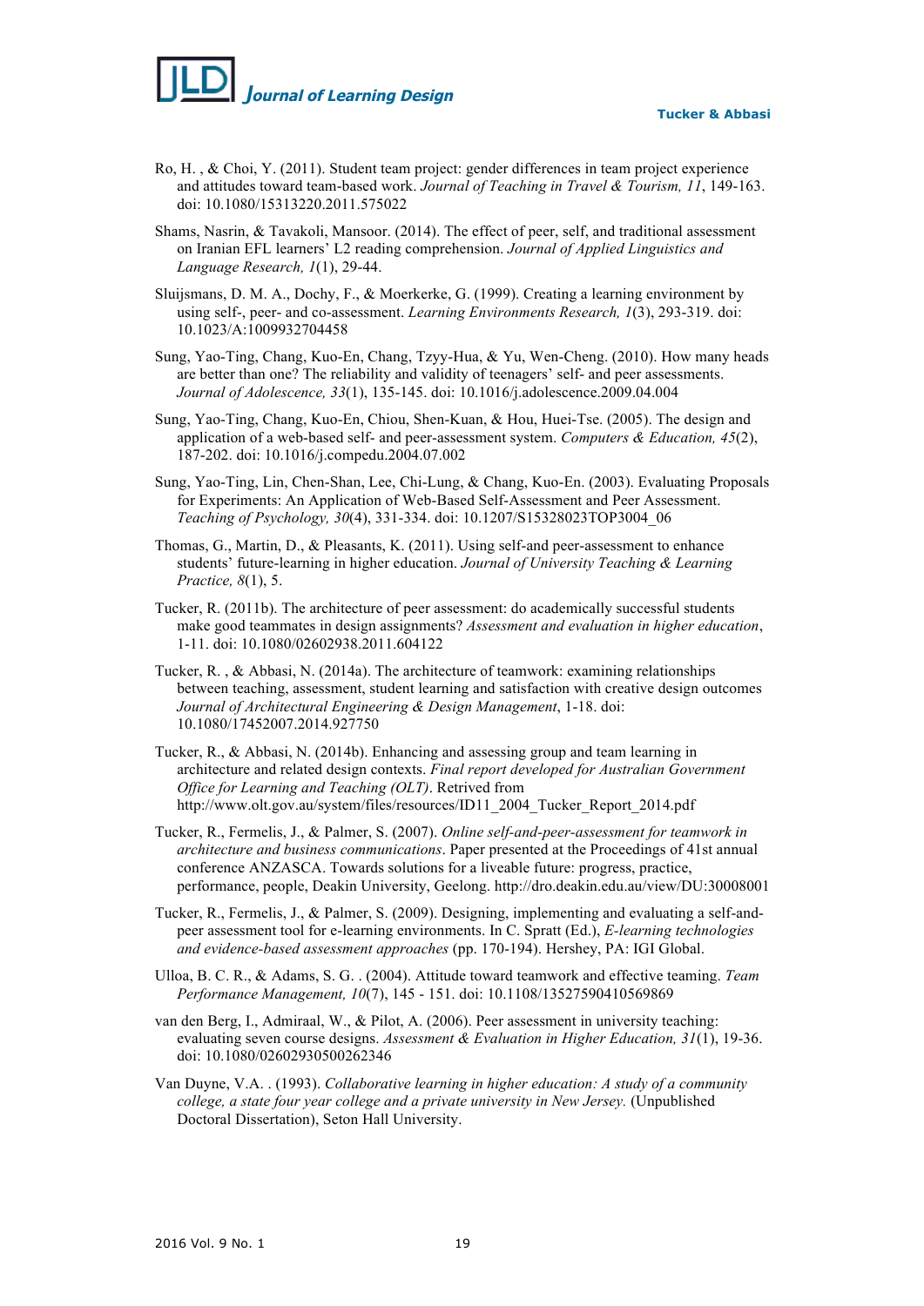Ro, H. , & Choi, Y. (2011). Student team project: gender differences in team project experience and attitudes toward team-based work. *Journal of Teaching in Travel & Tourism, 11*, 149-163. doi: 10.1080/15313220.2011.575022

Shams, Nasrin, & Tavakoli, Mansoor. (2014). The effect of peer, self, and traditional assessment on Iranian EFL learners' L2 reading comprehension. *Journal of Applied Linguistics and Language Research, 1*(1), 29-44.

Sluijsmans, D. M. A., Dochy, F., & Moerkerke, G. (1999). Creating a learning environment by using self-, peer- and co-assessment. *Learning Environments Research, 1*(3), 293-319. doi: 10.1023/A:1009932704458

Sung, Yao-Ting, Chang, Kuo-En, Chang, Tzyy-Hua, & Yu, Wen-Cheng. (2010). How many heads are better than one? The reliability and validity of teenagers' self- and peer assessments. *Journal of Adolescence, 33*(1), 135-145. doi: 10.1016/j.adolescence.2009.04.004

Sung, Yao-Ting, Chang, Kuo-En, Chiou, Shen-Kuan, & Hou, Huei-Tse. (2005). The design and application of a web-based self- and peer-assessment system. *Computers & Education, 45*(2), 187-202. doi: 10.1016/j.compedu.2004.07.002

Sung, Yao-Ting, Lin, Chen-Shan, Lee, Chi-Lung, & Chang, Kuo-En. (2003). Evaluating Proposals for Experiments: An Application of Web-Based Self-Assessment and Peer Assessment. *Teaching of Psychology, 30*(4), 331-334. doi: 10.1207/S15328023TOP3004_06

Thomas, G., Martin, D., & Pleasants, K. (2011). Using self-and peer-assessment to enhance students' future-learning in higher education. *Journal of University Teaching & Learning Practice, 8*(1), 5.

Tucker, R. (2011b). The architecture of peer assessment: do academically successful students make good teammates in design assignments? *Assessment and evaluation in higher education*, 1-11. doi: 10.1080/02602938.2011.604122

Tucker, R. , & Abbasi, N. (2014a). The architecture of teamwork: examining relationships between teaching, assessment, student learning and satisfaction with creative design outcomes *Journal of Architectural Engineering & Design Management*, 1-18. doi: 10.1080/17452007.2014.927750

Tucker, R., & Abbasi, N. (2014b). Enhancing and assessing group and team learning in architecture and related design contexts. *Final report developed for Australian Government Office for Learning and Teaching (OLT)*. Retrived from http://www.olt.gov.au/system/files/resources/ID11_2004_Tucker_Report_2014.pdf

Tucker, R., Fermelis, J., & Palmer, S. (2007). *Online self-and-peer-assessment for teamwork in architecture and business communications*. Paper presented at the Proceedings of 41st annual conference ANZASCA. Towards solutions for a liveable future: progress, practice, performance, people, Deakin University, Geelong. http://dro.deakin.edu.au/view/DU:30008001

Tucker, R., Fermelis, J., & Palmer, S. (2009). Designing, implementing and evaluating a self-and-peer assessment tool for e-learning environments. In C. Spratt (Ed.), *E-learning technologies and evidence-based assessment approaches* (pp. 170-194). Hershey, PA: IGI Global.

Ulloa, B. C. R., & Adams, S. G. . (2004). Attitude toward teamwork and effective teaming. *Team Performance Management, 10*(7), 145 - 151. doi: 10.1108/13527590410569869

van den Berg, I., Admiraal, W., & Pilot, A. (2006). Peer assessment in university teaching: evaluating seven course designs. *Assessment & Evaluation in Higher Education, 31*(1), 19-36. doi: 10.1080/02602930500262346

Van Duyne, V.A. . (1993). *Collaborative learning in higher education: A study of a community college, a state four year college and a private university in New Jersey.* (Unpublished Doctoral Dissertation), Seton Hall University.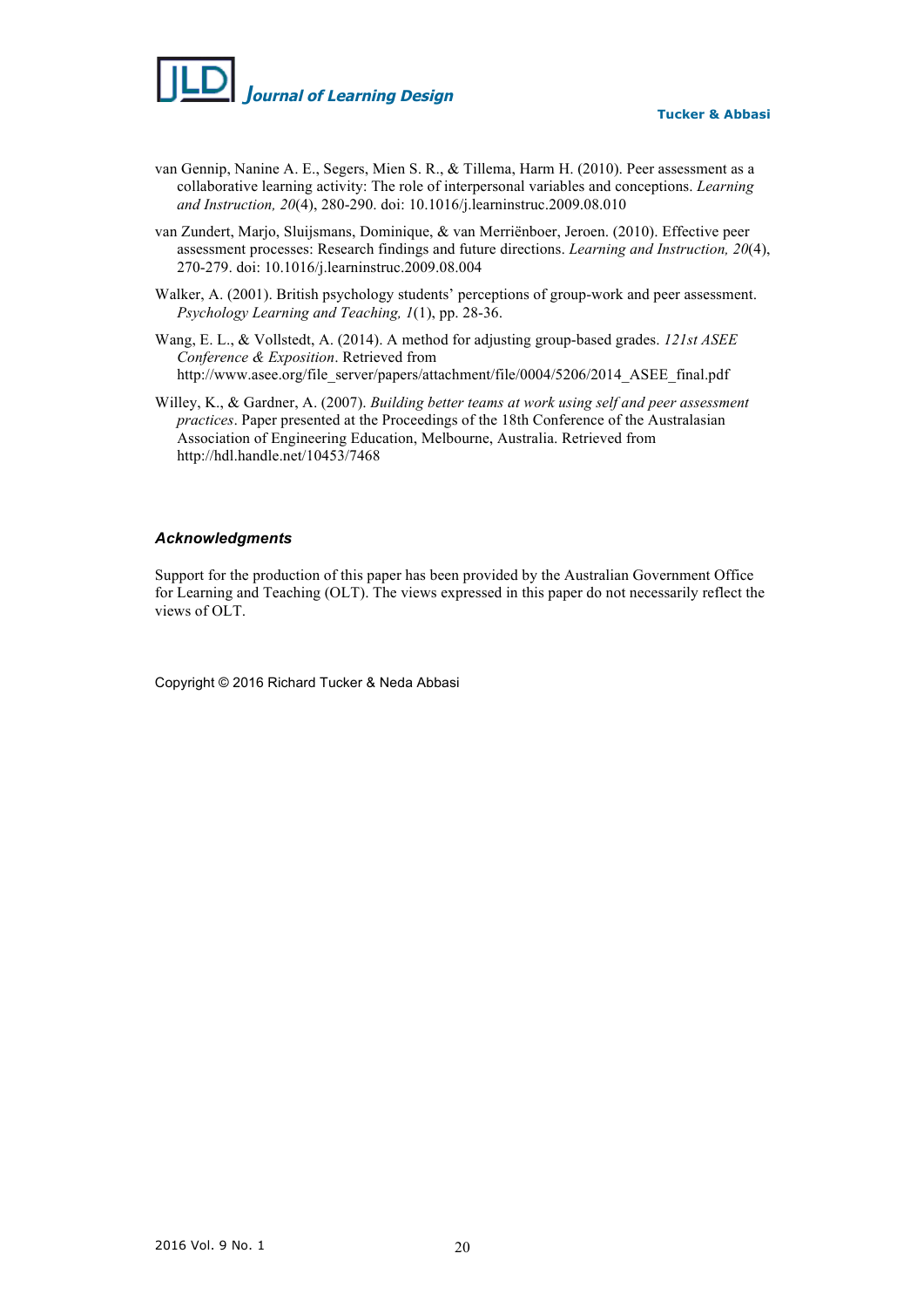van Gennip, Nanine A. E., Segers, Mien S. R., & Tillema, Harm H. (2010). Peer assessment as a collaborative learning activity: The role of interpersonal variables and conceptions. *Learning and Instruction, 20*(4), 280-290. doi: 10.1016/j.learninstruc.2009.08.010

van Zundert, Marjo, Sluijsmans, Dominique, & van Merriënboer, Jeroen. (2010). Effective peer assessment processes: Research findings and future directions. *Learning and Instruction, 20*(4), 270-279. doi: 10.1016/j.learninstruc.2009.08.004

Walker, A. (2001). British psychology students' perceptions of group-work and peer assessment. *Psychology Learning and Teaching, 1*(1), pp. 28-36.

Wang, E. L., & Vollstedt, A. (2014). A method for adjusting group-based grades. *121st ASEE Conference & Exposition*. Retrieved from http://www.asee.org/file_server/papers/attachment/file/0004/5206/2014_ASEE_final.pdf

Willey, K., & Gardner, A. (2007). *Building better teams at work using self and peer assessment practices*. Paper presented at the Proceedings of the 18th Conference of the Australasian Association of Engineering Education, Melbourne, Australia. Retrieved from http://hdl.handle.net/10453/7468

### *Acknowledgments*

Support for the production of this paper has been provided by the Australian Government Office for Learning and Teaching (OLT). The views expressed in this paper do not necessarily reflect the views of OLT.

Copyright © 2016 Richard Tucker & Neda Abbasi